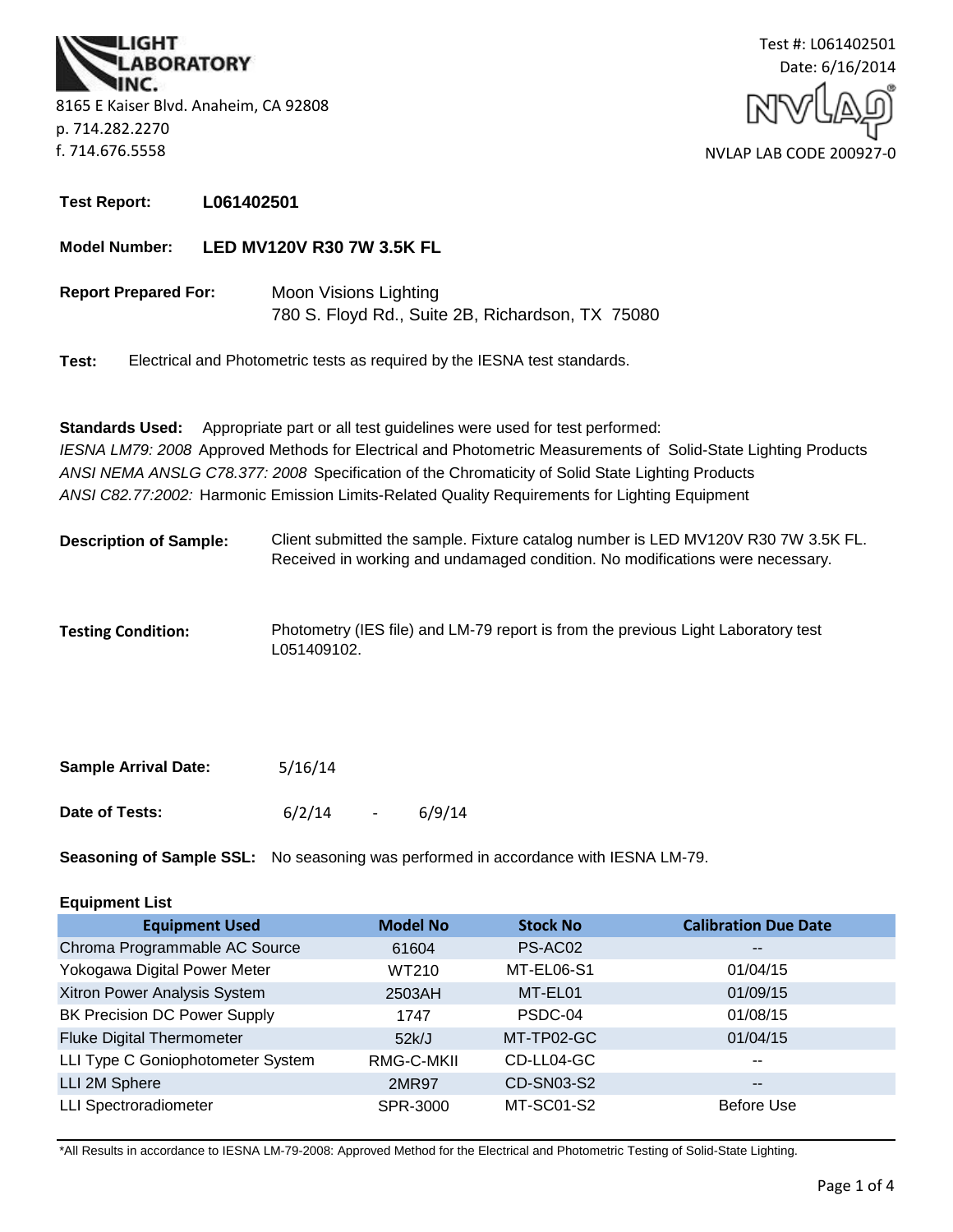**LIGHT LABORATORY INC.**
8165 E Kaiser Blvd. Anaheim, CA 92808
p. 714.282.2270
f. 714.676.5558

Test #: L061402501
Date: 6/16/2014

NVLAP LAB CODE 200927-0

**Test Report:** **L061402501**

**Model Number:** **LED MV120V R30 7W 3.5K FL**

**Report Prepared For:** Moon Visions Lighting
780 S. Floyd Rd., Suite 2B, Richardson, TX 75080

**Test:** Electrical and Photometric tests as required by the IESNA test standards.

**Standards Used:** Appropriate part or all test guidelines were used for test performed:
*IESNA LM79: 2008* Approved Methods for Electrical and Photometric Measurements of Solid-State Lighting Products
*ANSI NEMA ANSLG C78.377: 2008* Specification of the Chromaticity of Solid State Lighting Products
*ANSI C82.77:2002:* Harmonic Emission Limits-Related Quality Requirements for Lighting Equipment

**Description of Sample:** Client submitted the sample. Fixture catalog number is LED MV120V R30 7W 3.5K FL. Received in working and undamaged condition. No modifications were necessary.

**Testing Condition:** Photometry (IES file) and LM-79 report is from the previous Light Laboratory test L051409102.

**Sample Arrival Date:** 5/16/14

**Date of Tests:** 6/2/14 - 6/9/14

**Seasoning of Sample SSL:** No seasoning was performed in accordance with IESNA LM-79.

**Equipment List**

| Equipment Used | Model No | Stock No | Calibration Due Date |
|---|---|---|---|
| Chroma Programmable AC Source | 61604 | PS-AC02 | -- |
| Yokogawa Digital Power Meter | WT210 | MT-EL06-S1 | 01/04/15 |
| Xitron Power Analysis System | 2503AH | MT-EL01 | 01/09/15 |
| BK Precision DC Power Supply | 1747 | PSDC-04 | 01/08/15 |
| Fluke Digital Thermometer | 52k/J | MT-TP02-GC | 01/04/15 |
| LLI Type C Goniophotometer System | RMG-C-MKII | CD-LL04-GC | -- |
| LLI 2M Sphere | 2MR97 | CD-SN03-S2 | -- |
| LLI Spectroradiometer | SPR-3000 | MT-SC01-S2 | Before Use |

*All Results in accordance to IESNA LM-79-2008: Approved Method for the Electrical and Photometric Testing of Solid-State Lighting.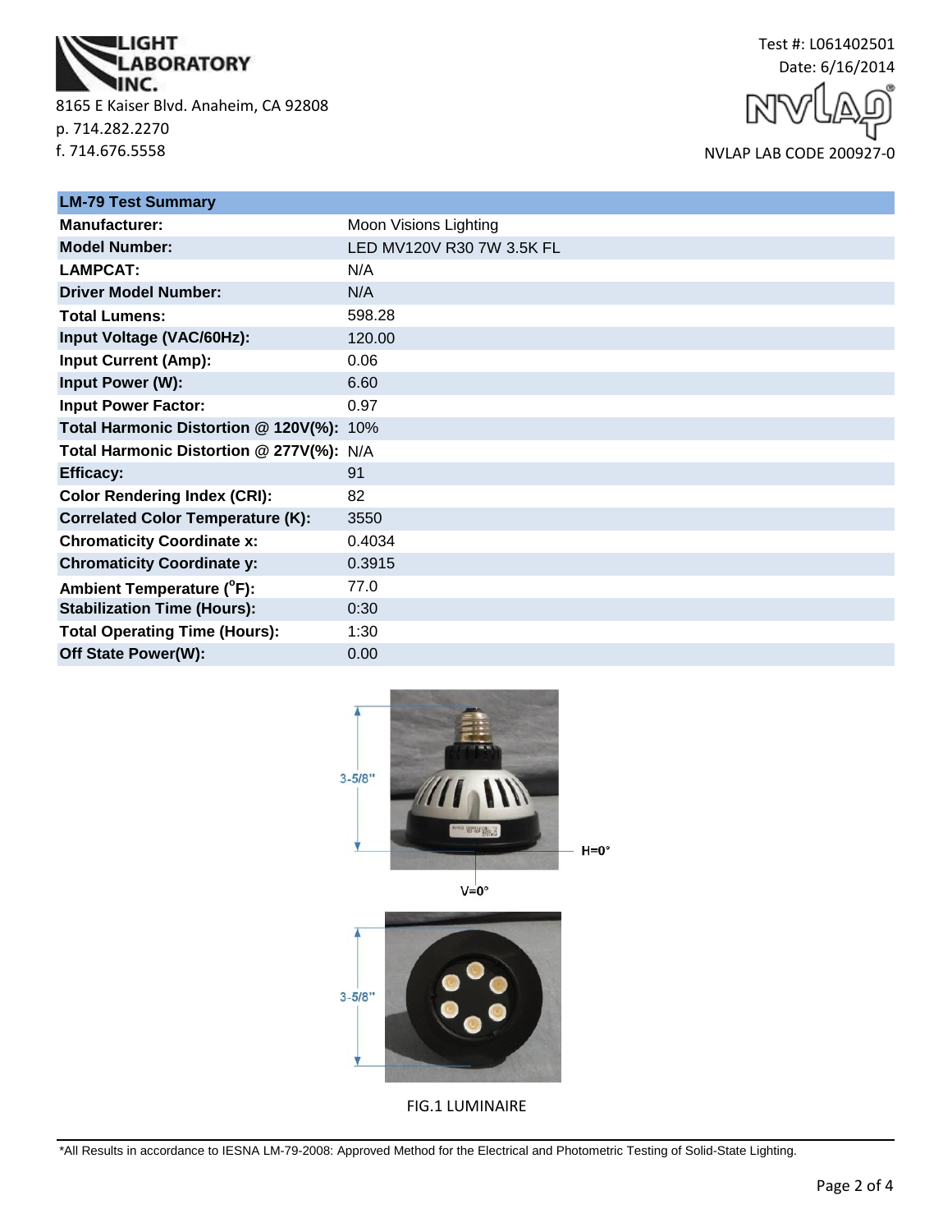LIGHT LABORATORY INC.

8165 E Kaiser Blvd. Anaheim, CA 92808
p. 714.282.2270
f. 714.676.5558

Test #: L061402501
Date: 6/16/2014

NVLAP LAB CODE 200927-0

| LM-79 Test Summary | |
|---|---|
| **Manufacturer:** | Moon Visions Lighting |
| **Model Number:** | LED MV120V R30 7W 3.5K FL |
| **LAMPCAT:** | N/A |
| **Driver Model Number:** | N/A |
| **Total Lumens:** | 598.28 |
| **Input Voltage (VAC/60Hz):** | 120.00 |
| **Input Current (Amp):** | 0.06 |
| **Input Power (W):** | 6.60 |
| **Input Power Factor:** | 0.97 |
| **Total Harmonic Distortion @ 120V(%):** | 10% |
| **Total Harmonic Distortion @ 277V(%):** | N/A |
| **Efficacy:** | 91 |
| **Color Rendering Index (CRI):** | 82 |
| **Correlated Color Temperature (K):** | 3550 |
| **Chromaticity Coordinate x:** | 0.4034 |
| **Chromaticity Coordinate y:** | 0.3915 |
| **Ambient Temperature (°F):** | 77.0 |
| **Stabilization Time (Hours):** | 0:30 |
| **Total Operating Time (Hours):** | 1:30 |
| **Off State Power(W):** | 0.00 |

3-5/8"

H=0°

V=0°

3-5/8"

FIG.1 LUMINAIRE

*All Results in accordance to IESNA LM-79-2008: Approved Method for the Electrical and Photometric Testing of Solid-State Lighting.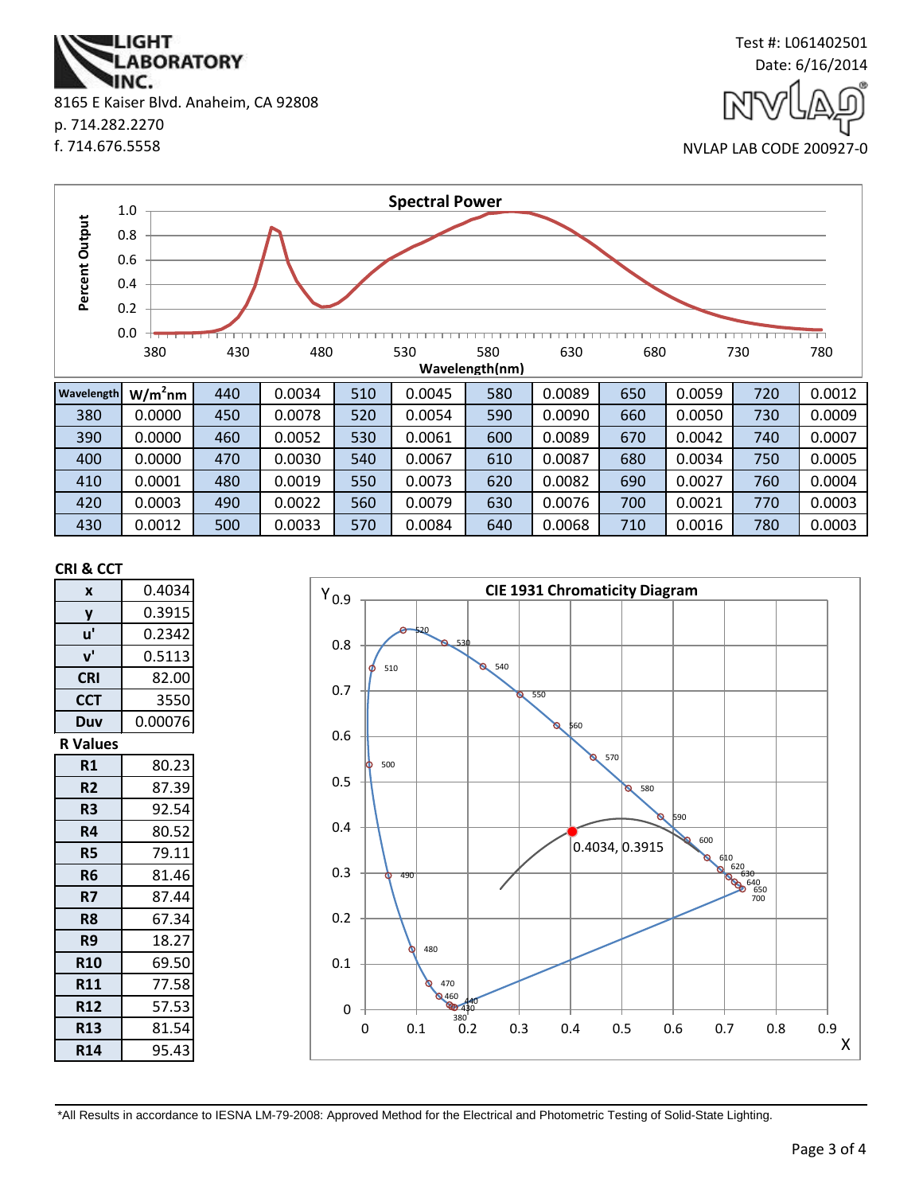LIGHT LABORATORY INC.
8165 E Kaiser Blvd. Anaheim, CA 92808
p. 714.282.2270
f. 714.676.5558

Test #: L061402501
Date: 6/16/2014

NVLAP LAB CODE 200927-0

## Spectral Power

| Wavelength | W/m²nm | Wavelength | W/m²nm | Wavelength | W/m²nm | Wavelength | W/m²nm | Wavelength | W/m²nm | Wavelength | W/m²nm |
|---|---|---|---|---|---|---|---|---|---|---|---|
| 380 | 0.0000 | 440 | 0.0034 | 510 | 0.0045 | 580 | 0.0089 | 650 | 0.0059 | 720 | 0.0012 |
| 390 | 0.0000 | 450 | 0.0078 | 520 | 0.0054 | 590 | 0.0090 | 660 | 0.0050 | 730 | 0.0009 |
| 400 | 0.0000 | 460 | 0.0052 | 530 | 0.0061 | 600 | 0.0089 | 670 | 0.0042 | 740 | 0.0007 |
| 410 | 0.0001 | 470 | 0.0030 | 540 | 0.0067 | 610 | 0.0087 | 680 | 0.0034 | 750 | 0.0005 |
| 420 | 0.0003 | 480 | 0.0019 | 550 | 0.0073 | 620 | 0.0082 | 690 | 0.0027 | 760 | 0.0004 |
| 430 | 0.0012 | 490 | 0.0022 | 560 | 0.0079 | 630 | 0.0076 | 700 | 0.0021 | 770 | 0.0003 |
|  |  | 500 | 0.0033 | 570 | 0.0084 | 640 | 0.0068 | 710 | 0.0016 | 780 | 0.0003 |

## CRI & CCT

| | |
|---|---|
| x | 0.4034 |
| y | 0.3915 |
| u' | 0.2342 |
| v' | 0.5113 |
| CRI | 82.00 |
| CCT | 3550 |
| Duv | 0.00076 |

### R Values

| | |
|---|---|
| R1 | 80.23 |
| R2 | 87.39 |
| R3 | 92.54 |
| R4 | 80.52 |
| R5 | 79.11 |
| R6 | 81.46 |
| R7 | 87.44 |
| R8 | 67.34 |
| R9 | 18.27 |
| R10 | 69.50 |
| R11 | 77.58 |
| R12 | 57.53 |
| R13 | 81.54 |
| R14 | 95.43 |

## CIE 1931 Chromaticity Diagram

0.4034, 0.3915

*All Results in accordance to IESNA LM-79-2008: Approved Method for the Electrical and Photometric Testing of Solid-State Lighting.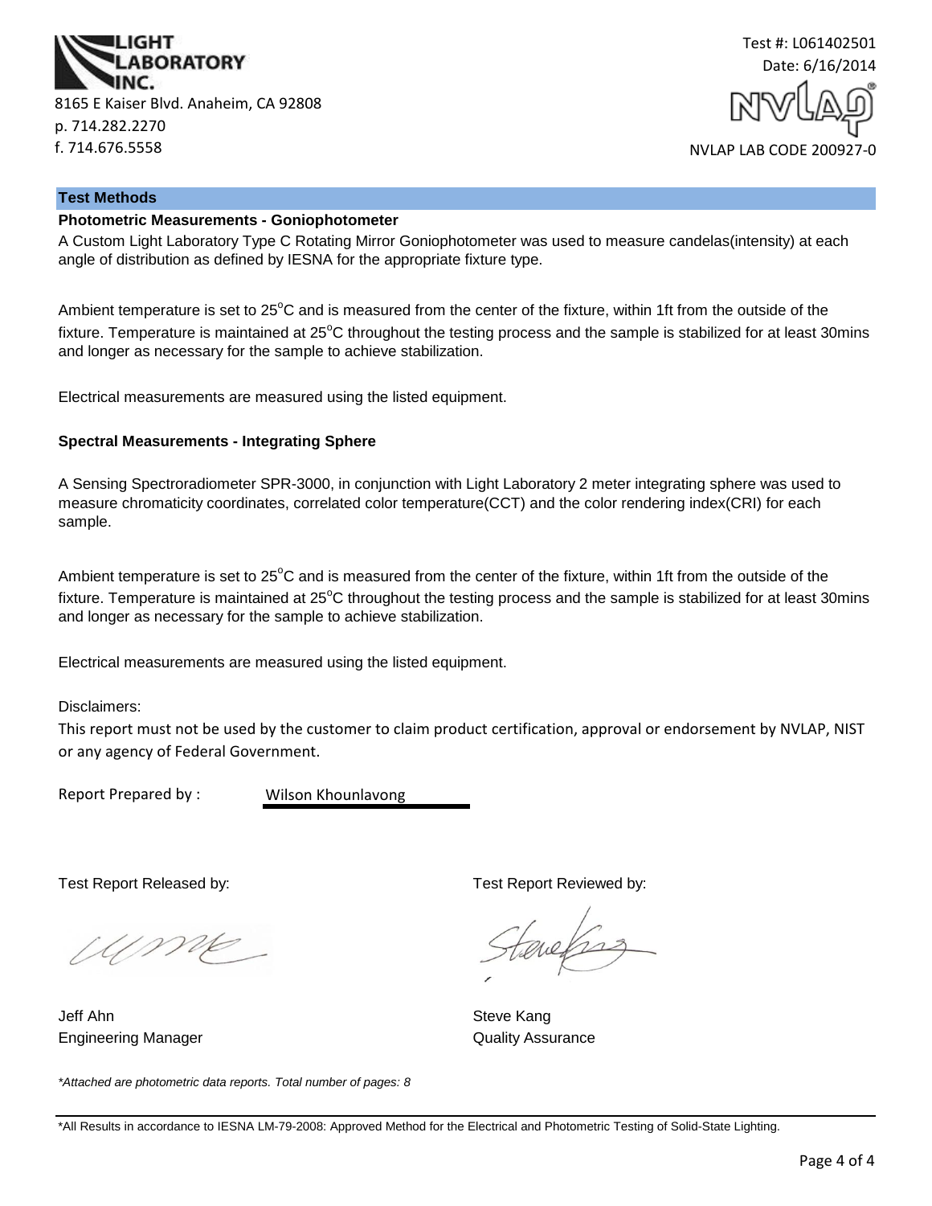**LIGHT LABORATORY INC.**

8165 E Kaiser Blvd. Anaheim, CA 92808
p. 714.282.2270
f. 714.676.5558

Test #: L061402501
Date: 6/16/2014

NVLAP LAB CODE 200927-0

## Test Methods

### Photometric Measurements - Goniophotometer

A Custom Light Laboratory Type C Rotating Mirror Goniophotometer was used to measure candelas(intensity) at each angle of distribution as defined by IESNA for the appropriate fixture type.

Ambient temperature is set to 25°C and is measured from the center of the fixture, within 1ft from the outside of the fixture. Temperature is maintained at 25°C throughout the testing process and the sample is stabilized for at least 30mins and longer as necessary for the sample to achieve stabilization.

Electrical measurements are measured using the listed equipment.

### Spectral Measurements - Integrating Sphere

A Sensing Spectroradiometer SPR-3000, in conjunction with Light Laboratory 2 meter integrating sphere was used to measure chromaticity coordinates, correlated color temperature(CCT) and the color rendering index(CRI) for each sample.

Ambient temperature is set to 25°C and is measured from the center of the fixture, within 1ft from the outside of the fixture. Temperature is maintained at 25°C throughout the testing process and the sample is stabilized for at least 30mins and longer as necessary for the sample to achieve stabilization.

Electrical measurements are measured using the listed equipment.

Disclaimers:

This report must not be used by the customer to claim product certification, approval or endorsement by NVLAP, NIST or any agency of Federal Government.

Report Prepared by : Wilson Khounlavong

Test Report Released by:

Jeff Ahn
Engineering Manager

Test Report Reviewed by:

Steve Kang
Quality Assurance

*Attached are photometric data reports. Total number of pages: 8*

*All Results in accordance to IESNA LM-79-2008: Approved Method for the Electrical and Photometric Testing of Solid-State Lighting.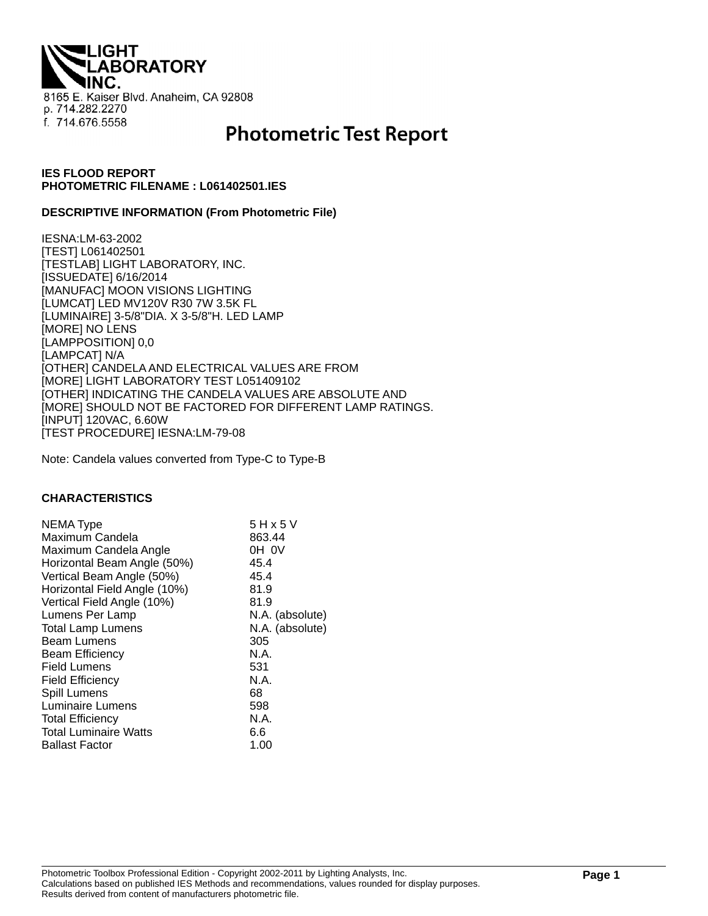LIGHT LABORATORY INC.
8165 E. Kaiser Blvd. Anaheim, CA 92808
p. 714.282.2270
f. 714.676.5558

# Photometric Test Report

**IES FLOOD REPORT**
**PHOTOMETRIC FILENAME : L061402501.IES**

**DESCRIPTIVE INFORMATION (From Photometric File)**

IESNA:LM-63-2002
[TEST] L061402501
[TESTLAB] LIGHT LABORATORY, INC.
[ISSUEDATE] 6/16/2014
[MANUFAC] MOON VISIONS LIGHTING
[LUMCAT] LED MV120V R30 7W 3.5K FL
[LUMINAIRE] 3-5/8"DIA. X 3-5/8"H. LED LAMP
[MORE] NO LENS
[LAMPPOSITION] 0,0
[LAMPCAT] N/A
[OTHER] CANDELA AND ELECTRICAL VALUES ARE FROM
[MORE] LIGHT LABORATORY TEST L051409102
[OTHER] INDICATING THE CANDELA VALUES ARE ABSOLUTE AND
[MORE] SHOULD NOT BE FACTORED FOR DIFFERENT LAMP RATINGS.
[INPUT] 120VAC, 6.60W
[TEST PROCEDURE] IESNA:LM-79-08

Note: Candela values converted from Type-C to Type-B

**CHARACTERISTICS**

| | |
|---|---|
| NEMA Type | 5 H x 5 V |
| Maximum Candela | 863.44 |
| Maximum Candela Angle | 0H 0V |
| Horizontal Beam Angle (50%) | 45.4 |
| Vertical Beam Angle (50%) | 45.4 |
| Horizontal Field Angle (10%) | 81.9 |
| Vertical Field Angle (10%) | 81.9 |
| Lumens Per Lamp | N.A. (absolute) |
| Total Lamp Lumens | N.A. (absolute) |
| Beam Lumens | 305 |
| Beam Efficiency | N.A. |
| Field Lumens | 531 |
| Field Efficiency | N.A. |
| Spill Lumens | 68 |
| Luminaire Lumens | 598 |
| Total Efficiency | N.A. |
| Total Luminaire Watts | 6.6 |
| Ballast Factor | 1.00 |

Photometric Toolbox Professional Edition - Copyright 2002-2011 by Lighting Analysts, Inc.
Calculations based on published IES Methods and recommendations, values rounded for display purposes.
Results derived from content of manufacturers photometric file.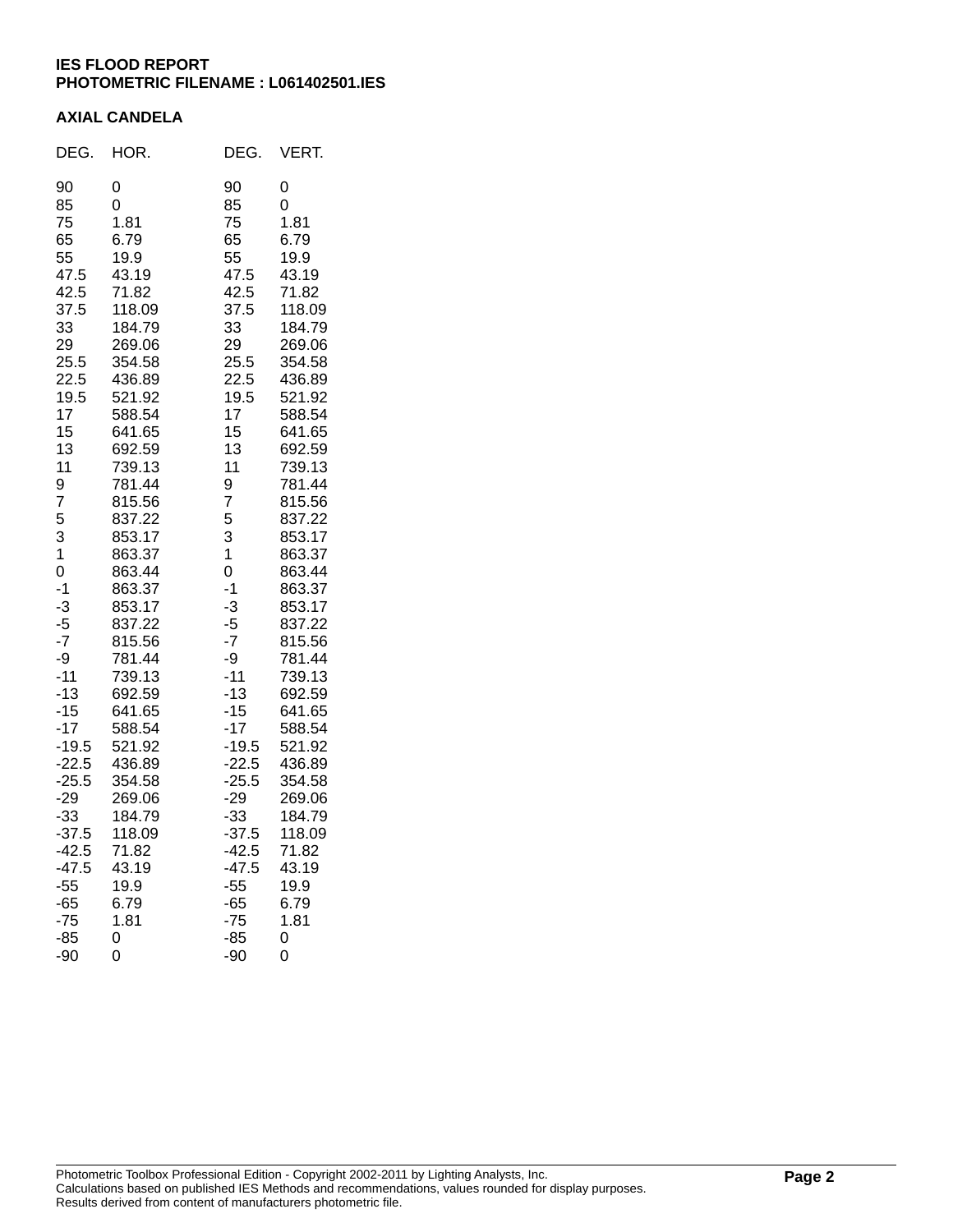**IES FLOOD REPORT**
**PHOTOMETRIC FILENAME : L061402501.IES**

**AXIAL CANDELA**

| DEG. | HOR. | DEG. | VERT. |
|---|---|---|---|
| 90 | 0 | 90 | 0 |
| 85 | 0 | 85 | 0 |
| 75 | 1.81 | 75 | 1.81 |
| 65 | 6.79 | 65 | 6.79 |
| 55 | 19.9 | 55 | 19.9 |
| 47.5 | 43.19 | 47.5 | 43.19 |
| 42.5 | 71.82 | 42.5 | 71.82 |
| 37.5 | 118.09 | 37.5 | 118.09 |
| 33 | 184.79 | 33 | 184.79 |
| 29 | 269.06 | 29 | 269.06 |
| 25.5 | 354.58 | 25.5 | 354.58 |
| 22.5 | 436.89 | 22.5 | 436.89 |
| 19.5 | 521.92 | 19.5 | 521.92 |
| 17 | 588.54 | 17 | 588.54 |
| 15 | 641.65 | 15 | 641.65 |
| 13 | 692.59 | 13 | 692.59 |
| 11 | 739.13 | 11 | 739.13 |
| 9 | 781.44 | 9 | 781.44 |
| 7 | 815.56 | 7 | 815.56 |
| 5 | 837.22 | 5 | 837.22 |
| 3 | 853.17 | 3 | 853.17 |
| 1 | 863.37 | 1 | 863.37 |
| 0 | 863.44 | 0 | 863.44 |
| -1 | 863.37 | -1 | 863.37 |
| -3 | 853.17 | -3 | 853.17 |
| -5 | 837.22 | -5 | 837.22 |
| -7 | 815.56 | -7 | 815.56 |
| -9 | 781.44 | -9 | 781.44 |
| -11 | 739.13 | -11 | 739.13 |
| -13 | 692.59 | -13 | 692.59 |
| -15 | 641.65 | -15 | 641.65 |
| -17 | 588.54 | -17 | 588.54 |
| -19.5 | 521.92 | -19.5 | 521.92 |
| -22.5 | 436.89 | -22.5 | 436.89 |
| -25.5 | 354.58 | -25.5 | 354.58 |
| -29 | 269.06 | -29 | 269.06 |
| -33 | 184.79 | -33 | 184.79 |
| -37.5 | 118.09 | -37.5 | 118.09 |
| -42.5 | 71.82 | -42.5 | 71.82 |
| -47.5 | 43.19 | -47.5 | 43.19 |
| -55 | 19.9 | -55 | 19.9 |
| -65 | 6.79 | -65 | 6.79 |
| -75 | 1.81 | -75 | 1.81 |
| -85 | 0 | -85 | 0 |
| -90 | 0 | -90 | 0 |

Photometric Toolbox Professional Edition - Copyright 2002-2011 by Lighting Analysts, Inc.
Calculations based on published IES Methods and recommendations, values rounded for display purposes.
Results derived from content of manufacturers photometric file.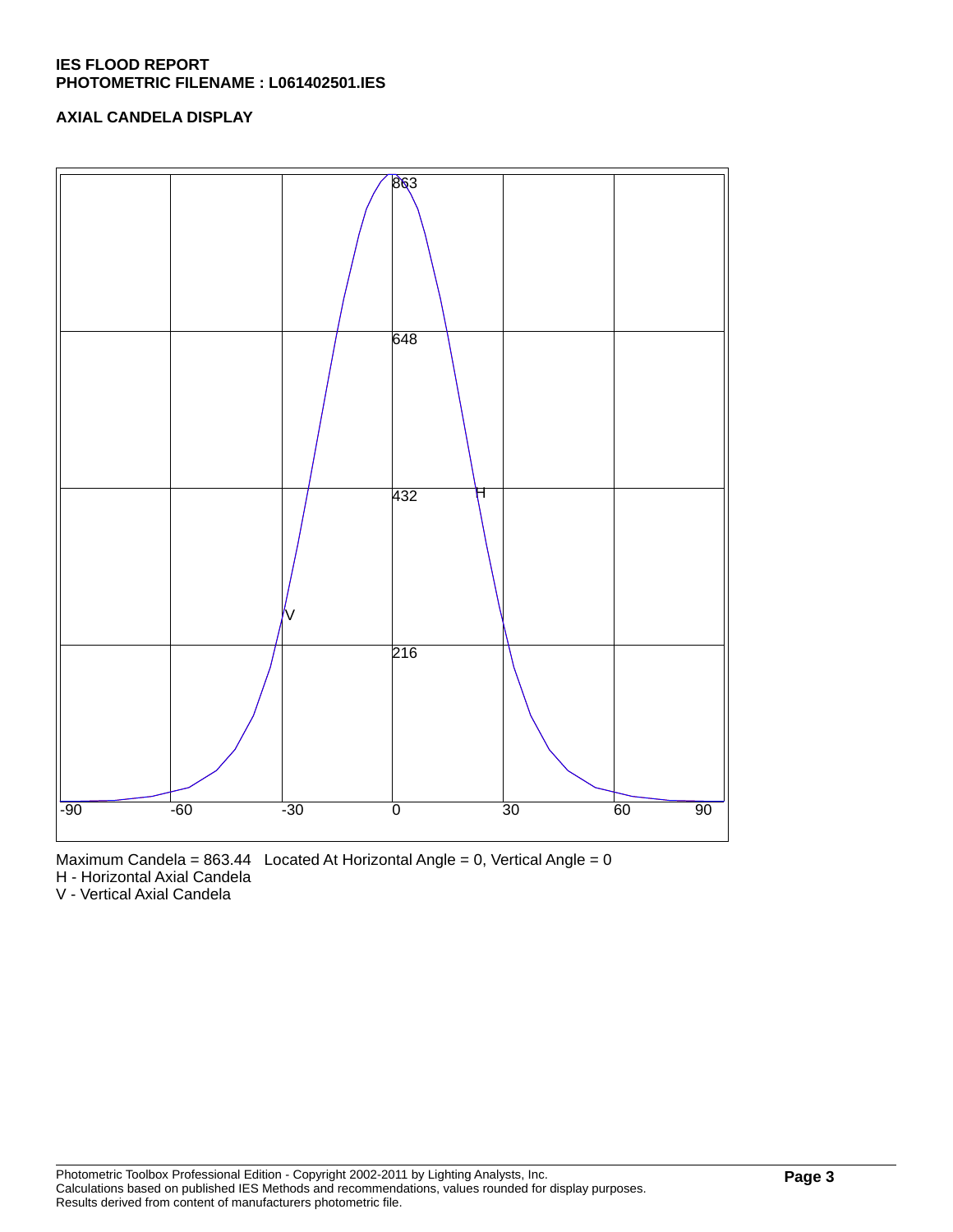**IES FLOOD REPORT**
**PHOTOMETRIC FILENAME : L061402501.IES**

**AXIAL CANDELA DISPLAY**

Maximum Candela = 863.44 Located At Horizontal Angle = 0, Vertical Angle = 0
H - Horizontal Axial Candela
V - Vertical Axial Candela

Photometric Toolbox Professional Edition - Copyright 2002-2011 by Lighting Analysts, Inc.
Calculations based on published IES Methods and recommendations, values rounded for display purposes.
Results derived from content of manufacturers photometric file.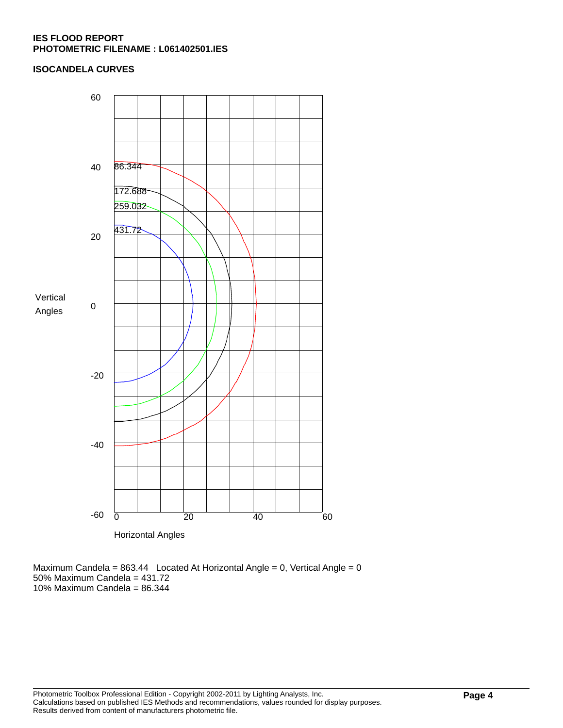**IES FLOOD REPORT**
**PHOTOMETRIC FILENAME : L061402501.IES**

**ISOCANDELA CURVES**

Vertical Angles

60
40
20
0
-20
-40
-60

Horizontal Angles

0
20
40
60

86.344
172.688
259.032
431.72

Maximum Candela = 863.44 Located At Horizontal Angle = 0, Vertical Angle = 0
50% Maximum Candela = 431.72
10% Maximum Candela = 86.344

Photometric Toolbox Professional Edition - Copyright 2002-2011 by Lighting Analysts, Inc.
Calculations based on published IES Methods and recommendations, values rounded for display purposes.
Results derived from content of manufacturers photometric file.